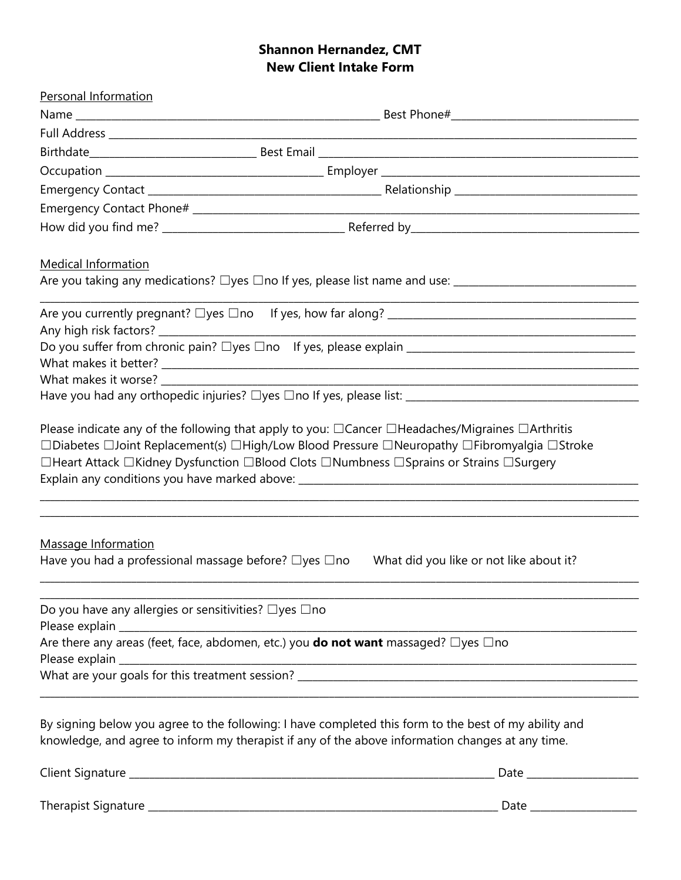# Shannon Hernandez, CMT
## New Client Intake Form

Personal Information

Name ______________________________________________________ Best Phone#__________________________________

Full Address ______________________________________________________________________________________________

Birthdate______________________________ Best Email ___________________________________________________________

Occupation _______________________________________ Employer _______________________________________________

Emergency Contact __________________________________________ Relationship _________________________________

Emergency Contact Phone# __________________________________________________________________________________

How did you find me? _________________________________ Referred by_________________________________________

Medical Information

Are you taking any medications? ☐yes ☐no If yes, please list name and use: _________________________________

____________________________________________________________________________________________________________

Are you currently pregnant? ☐yes ☐no If yes, how far along? ______________________________________________

Any high risk factors? ________________________________________________________________________________________

Do you suffer from chronic pain? ☐yes ☐no If yes, please explain ___________________________________________

What makes it better? ________________________________________________________________________________________

What makes it worse? _________________________________________________________________________________________

Have you had any orthopedic injuries? ☐yes ☐no If yes, please list: __________________________________________

Please indicate any of the following that apply to you: ☐Cancer ☐Headaches/Migraines ☐Arthritis ☐Diabetes ☐Joint Replacement(s) ☐High/Low Blood Pressure ☐Neuropathy ☐Fibromyalgia ☐Stroke ☐Heart Attack ☐Kidney Dysfunction ☐Blood Clots ☐Numbness ☐Sprains or Strains ☐Surgery

Explain any conditions you have marked above: _______________________________________________________________

____________________________________________________________________________________________________________

____________________________________________________________________________________________________________

Massage Information

Have you had a professional massage before? ☐yes ☐no What did you like or not like about it?

____________________________________________________________________________________________________________

____________________________________________________________________________________________________________

Do you have any allergies or sensitivities? ☐yes ☐no

Please explain ______________________________________________________________________________________________

Are there any areas (feet, face, abdomen, etc.) you **do not want** massaged? ☐yes ☐no

Please explain ______________________________________________________________________________________________

What are your goals for this treatment session? ______________________________________________________________

____________________________________________________________________________________________________________

By signing below you agree to the following: I have completed this form to the best of my ability and knowledge, and agree to inform my therapist if any of the above information changes at any time.

Client Signature ____________________________________________________________________ Date ____________________

Therapist Signature _________________________________________________________________ Date ____________________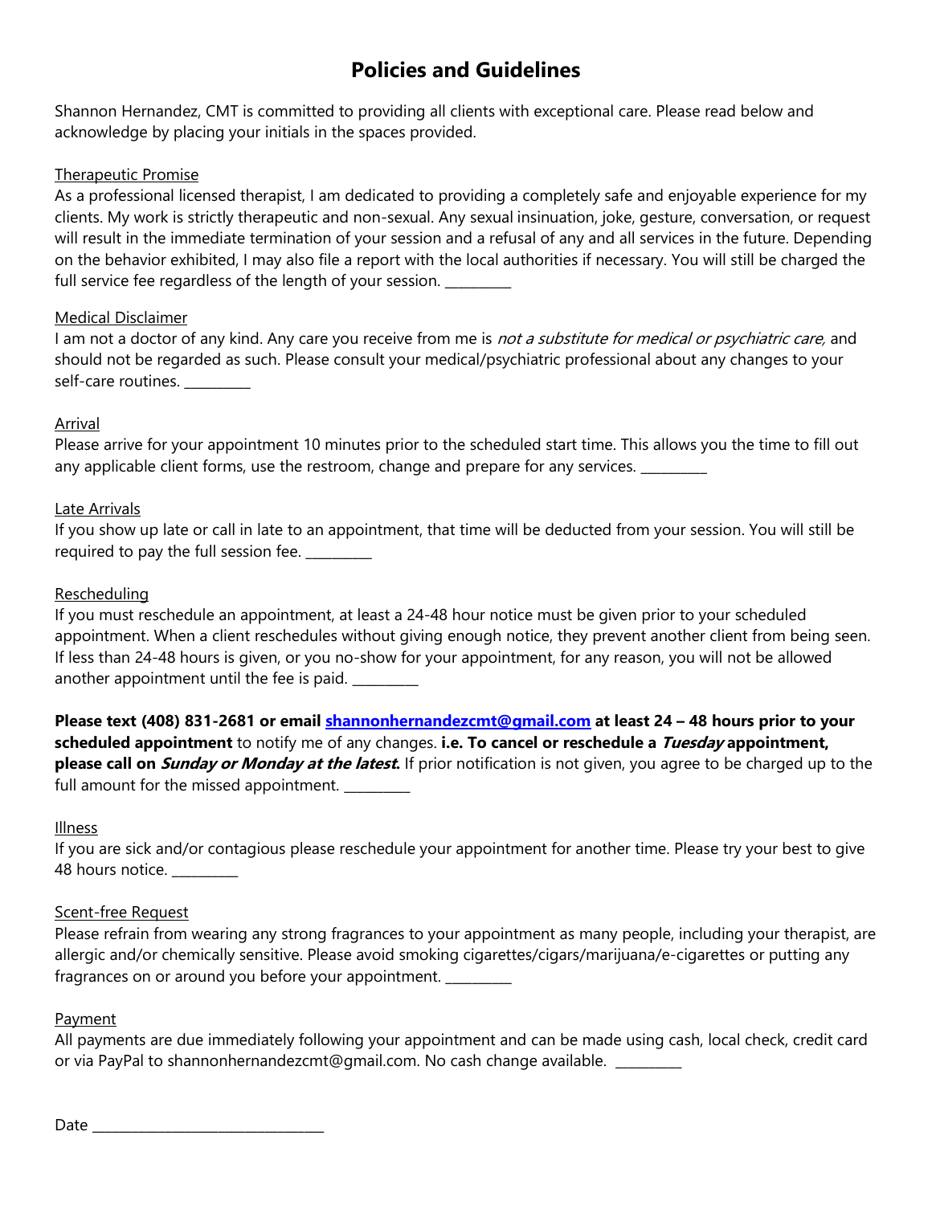# Policies and Guidelines

Shannon Hernandez, CMT is committed to providing all clients with exceptional care. Please read below and acknowledge by placing your initials in the spaces provided.

<u>Therapeutic Promise</u>
As a professional licensed therapist, I am dedicated to providing a completely safe and enjoyable experience for my clients. My work is strictly therapeutic and non-sexual. Any sexual insinuation, joke, gesture, conversation, or request will result in the immediate termination of your session and a refusal of any and all services in the future. Depending on the behavior exhibited, I may also file a report with the local authorities if necessary. You will still be charged the full service fee regardless of the length of your session. _________

<u>Medical Disclaimer</u>
I am not a doctor of any kind. Any care you receive from me is *not a substitute for medical or psychiatric care,* and should not be regarded as such. Please consult your medical/psychiatric professional about any changes to your self-care routines. _________

<u>Arrival</u>
Please arrive for your appointment 10 minutes prior to the scheduled start time. This allows you the time to fill out any applicable client forms, use the restroom, change and prepare for any services. _________

<u>Late Arrivals</u>
If you show up late or call in late to an appointment, that time will be deducted from your session. You will still be required to pay the full session fee. _________

<u>Rescheduling</u>
If you must reschedule an appointment, at least a 24-48 hour notice must be given prior to your scheduled appointment. When a client reschedules without giving enough notice, they prevent another client from being seen. If less than 24-48 hours is given, or you no-show for your appointment, for any reason, you will not be allowed another appointment until the fee is paid. _________

**Please text (408) 831-2681 or email [shannonhernandezcmt@gmail.com](mailto:shannonhernandezcmt@gmail.com) at least 24 – 48 hours prior to your scheduled appointment** to notify me of any changes. **i.e. To cancel or reschedule a *Tuesday* appointment, please call on *Sunday or Monday at the latest*.** If prior notification is not given, you agree to be charged up to the full amount for the missed appointment. _________

<u>Illness</u>
If you are sick and/or contagious please reschedule your appointment for another time. Please try your best to give 48 hours notice. _________

<u>Scent-free Request</u>
Please refrain from wearing any strong fragrances to your appointment as many people, including your therapist, are allergic and/or chemically sensitive. Please avoid smoking cigarettes/cigars/marijuana/e-cigarettes or putting any fragrances on or around you before your appointment. _________

<u>Payment</u>
All payments are due immediately following your appointment and can be made using cash, local check, credit card or via PayPal to shannonhernandezcmt@gmail.com. No cash change available. _________

Date ______________________________